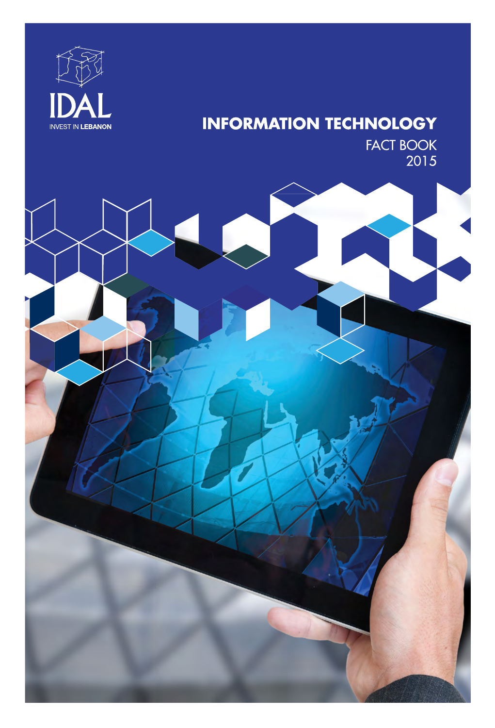IDAL

INVEST IN LEBANON

# INFORMATION TECHNOLOGY

FACT BOOK

2015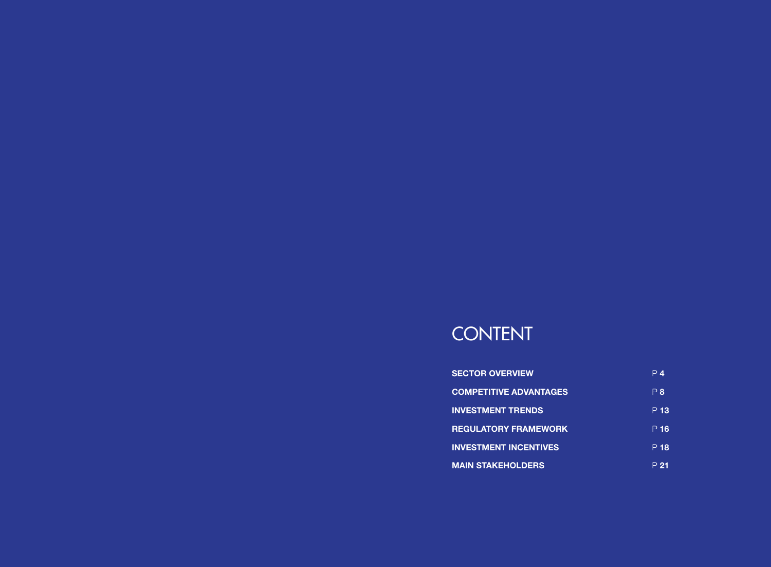# CONTENT

| | |
|---|---|
| **SECTOR OVERVIEW** | P **4** |
| **COMPETITIVE ADVANTAGES** | P **8** |
| **INVESTMENT TRENDS** | P **13** |
| **REGULATORY FRAMEWORK** | P **16** |
| **INVESTMENT INCENTIVES** | P **18** |
| **MAIN STAKEHOLDERS** | P **21** |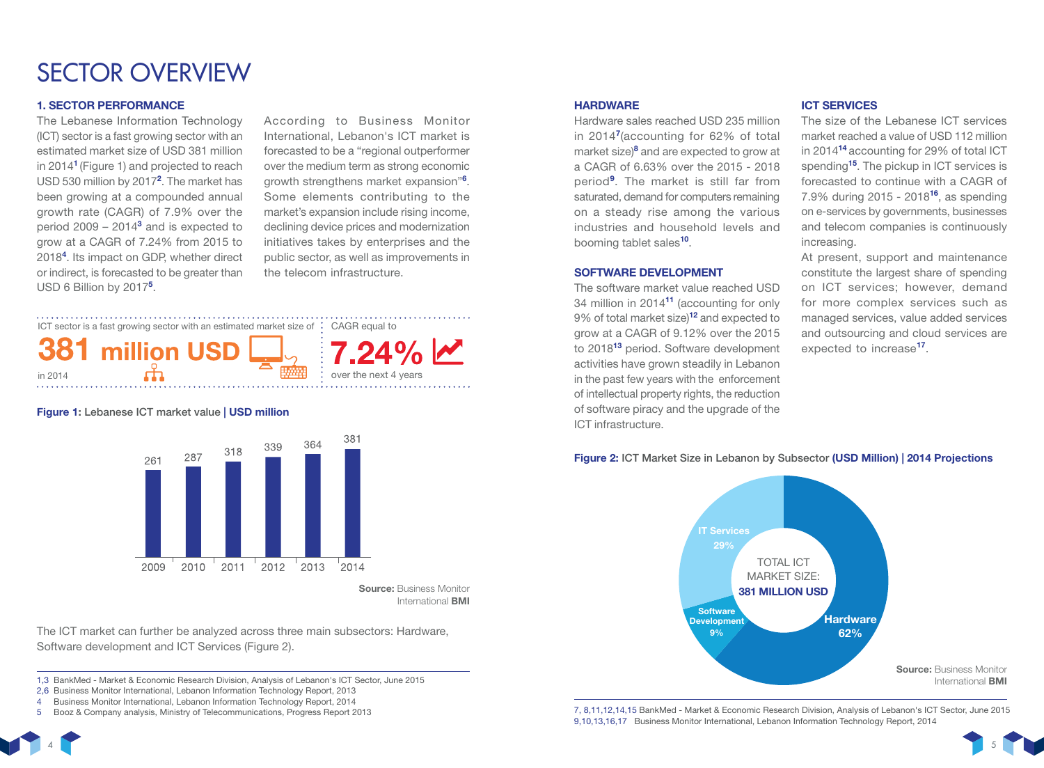# SECTOR OVERVIEW

## 1. SECTOR PERFORMANCE

The Lebanese Information Technology (ICT) sector is a fast growing sector with an estimated market size of USD 381 million in 2014[1] (Figure 1) and projected to reach USD 530 million by 2017[2]. The market has been growing at a compounded annual growth rate (CAGR) of 7.9% over the period 2009 – 2014[3] and is expected to grow at a CAGR of 7.24% from 2015 to 2018[4]. Its impact on GDP, whether direct or indirect, is forecasted to be greater than USD 6 Billion by 2017[5].

According to Business Monitor International, Lebanon's ICT market is forecasted to be a "regional outperformer over the medium term as strong economic growth strengthens market expansion"[6]. Some elements contributing to the market's expansion include rising income, declining device prices and modernization initiatives takes by enterprises and the public sector, as well as improvements in the telecom infrastructure.

ICT sector is a fast growing sector with an estimated market size of **381 million USD** in 2014

CAGR equal to **7.24%** over the next 4 years

**Figure 1:** Lebanese ICT market value | **USD million**

| Year | 2009 | 2010 | 2011 | 2012 | 2013 | 2014 |
|---|---|---|---|---|---|---|
| USD million | 261 | 287 | 318 | 339 | 364 | 381 |

**Source:** Business Monitor International **BMI**

The ICT market can further be analyzed across three main subsectors: Hardware, Software development and ICT Services (Figure 2).

1,3 BankMed - Market & Economic Research Division, Analysis of Lebanon's ICT Sector, June 2015
2,6 Business Monitor International, Lebanon Information Technology Report, 2013
4 Business Monitor International, Lebanon Information Technology Report, 2014
5 Booz & Company analysis, Ministry of Telecommunications, Progress Report 2013

### HARDWARE

Hardware sales reached USD 235 million in 2014[7](accounting for 62% of total market size)[8] and are expected to grow at a CAGR of 6.63% over the 2015 - 2018 period[9]. The market is still far from saturated, demand for computers remaining on a steady rise among the various industries and household levels and booming tablet sales[10].

### SOFTWARE DEVELOPMENT

The software market value reached USD 34 million in 2014[11] (accounting for only 9% of total market size)[12] and expected to grow at a CAGR of 9.12% over the 2015 to 2018[13] period. Software development activities have grown steadily in Lebanon in the past few years with the enforcement of intellectual property rights, the reduction of software piracy and the upgrade of the ICT infrastructure.

### ICT SERVICES

The size of the Lebanese ICT services market reached a value of USD 112 million in 2014[14] accounting for 29% of total ICT spending[15]. The pickup in ICT services is forecasted to continue with a CAGR of 7.9% during 2015 - 2018[16], as spending on e-services by governments, businesses and telecom companies is continuously increasing.

At present, support and maintenance constitute the largest share of spending on ICT services; however, demand for more complex services such as managed services, value added services and outsourcing and cloud services are expected to increase[17].

**Figure 2:** ICT Market Size in Lebanon by Subsector **(USD Million) | 2014 Projections**

TOTAL ICT MARKET SIZE: **381 MILLION USD**

| Subsector | Share |
|---|---|
| Hardware | 62% |
| IT Services | 29% |
| Software Development | 9% |

**Source:** Business Monitor International **BMI**

7, 8,11,12,14,15 BankMed - Market & Economic Research Division, Analysis of Lebanon's ICT Sector, June 2015
9,10,13,16,17 Business Monitor International, Lebanon Information Technology Report, 2014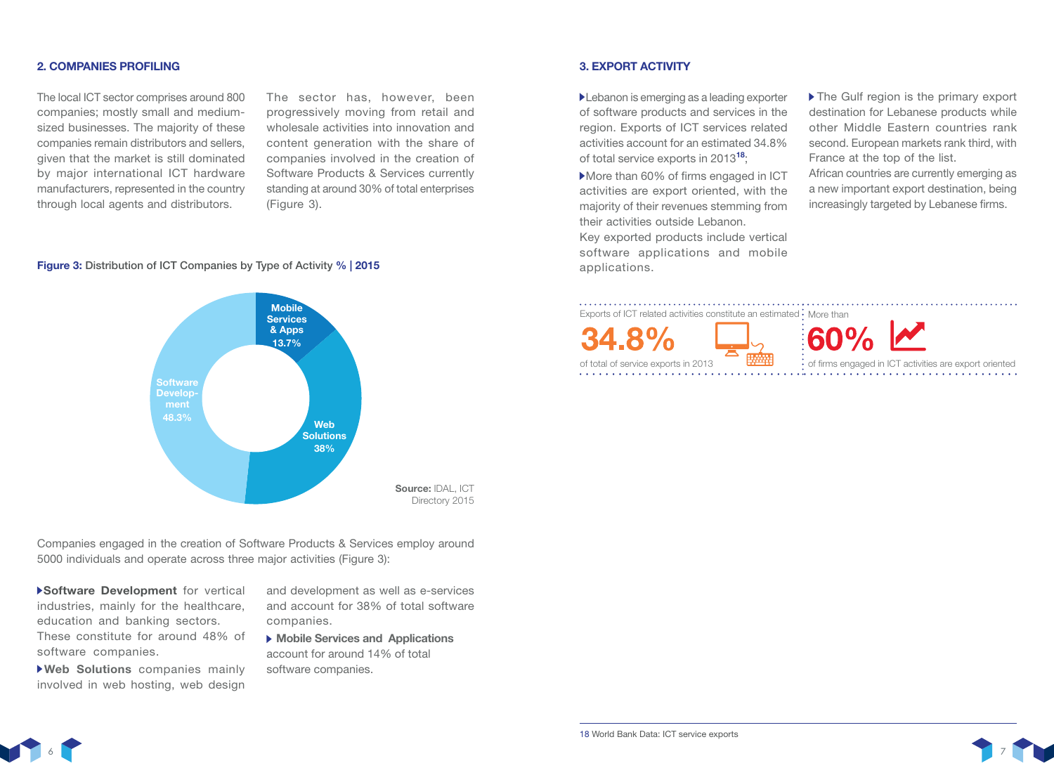## 2. COMPANIES PROFILING

The local ICT sector comprises around 800 companies; mostly small and medium-sized businesses. The majority of these companies remain distributors and sellers, given that the market is still dominated by major international ICT hardware manufacturers, represented in the country through local agents and distributors.

The sector has, however, been progressively moving from retail and wholesale activities into innovation and content generation with the share of companies involved in the creation of Software Products & Services currently standing at around 30% of total enterprises (Figure 3).

**Figure 3:** Distribution of ICT Companies by Type of Activity **% | 2015**

| Type of Activity | % |
|---|---|
| Software Development | 48.3% |
| Web Solutions | 38% |
| Mobile Services & Apps | 13.7% |

**Source:** IDAL, ICT Directory 2015

Companies engaged in the creation of Software Products & Services employ around 5000 individuals and operate across three major activities (Figure 3):

- **Software Development** for vertical industries, mainly for the healthcare, education and banking sectors. These constitute for around 48% of software companies.
- **Web Solutions** companies mainly involved in web hosting, web design and development as well as e-services and account for 38% of total software companies.
- **Mobile Services and Applications** account for around 14% of total software companies.

## 3. EXPORT ACTIVITY

- Lebanon is emerging as a leading exporter of software products and services in the region. Exports of ICT services related activities account for an estimated 34.8% of total service exports in 2013[18];
- More than 60% of firms engaged in ICT activities are export oriented, with the majority of their revenues stemming from their activities outside Lebanon.
Key exported products include vertical software applications and mobile applications.
- The Gulf region is the primary export destination for Lebanese products while other Middle Eastern countries rank second. European markets rank third, with France at the top of the list.
African countries are currently emerging as a new important export destination, being increasingly targeted by Lebanese firms.

Exports of ICT related activities constitute an estimated **34.8%** of total service exports in 2013

More than **60%** of firms engaged in ICT activities are export oriented

18 World Bank Data: ICT service exports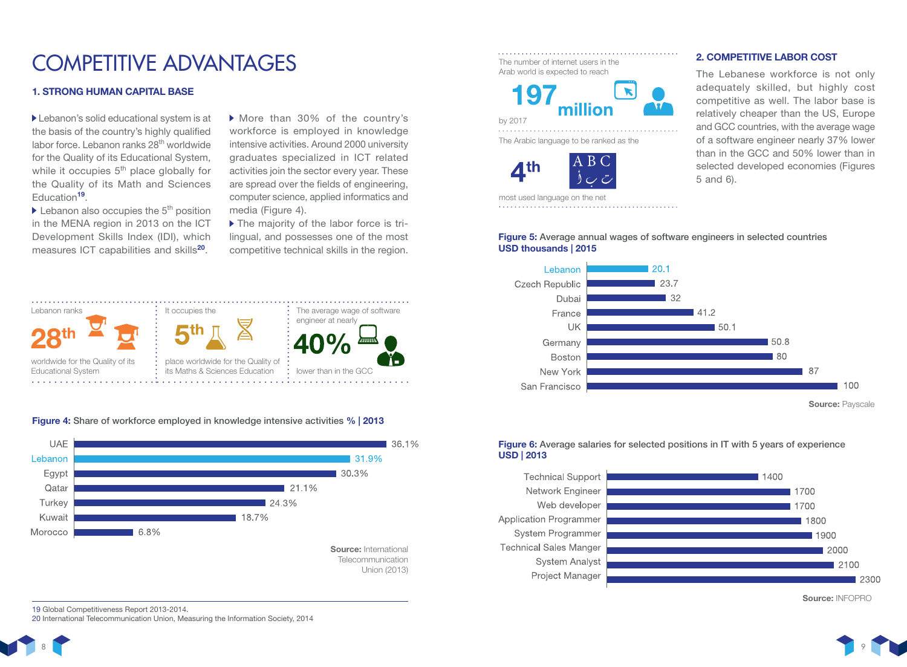# COMPETITIVE ADVANTAGES

## 1. STRONG HUMAN CAPITAL BASE

- Lebanon's solid educational system is at the basis of the country's highly qualified labor force. Lebanon ranks 28th worldwide for the Quality of its Educational System, while it occupies 5th place globally for the Quality of its Math and Sciences Education[19].
- Lebanon also occupies the 5th position in the MENA region in 2013 on the ICT Development Skills Index (IDI), which measures ICT capabilities and skills[20].
- More than 30% of the country's workforce is employed in knowledge intensive activities. Around 2000 university graduates specialized in ICT related activities join the sector every year. These are spread over the fields of engineering, computer science, applied informatics and media (Figure 4).
- The majority of the labor force is tri-lingual, and possesses one of the most competitive technical skills in the region.

Lebanon ranks **28th** worldwide for the Quality of its Educational System

It occupies the **5th** place worldwide for the Quality of its Maths & Sciences Education

The average wage of software engineer at nearly **40%** lower than in the GCC

**Figure 4:** Share of workforce employed in knowledge intensive activities **% | 2013**

| Country | % |
|---|---|
| UAE | 36.1% |
| Lebanon | 31.9% |
| Egypt | 30.3% |
| Qatar | 21.1% |
| Turkey | 24.3% |
| Kuwait | 18.7% |
| Morocco | 6.8% |

**Source:** International Telecommunication Union (2013)

19 Global Competitiveness Report 2013-2014.
20 International Telecommunication Union, Measuring the Information Society, 2014

The number of internet users in the Arab world is expected to reach **197 million** by 2017

The Arabic language to be ranked as the **4th** most used language on the net

## 2. COMPETITIVE LABOR COST

The Lebanese workforce is not only adequately skilled, but highly cost competitive as well. The labor base is relatively cheaper than the US, Europe and GCC countries, with the average wage of a software engineer nearly 37% lower than in the GCC and 50% lower than in selected developed economies (Figures 5 and 6).

**Figure 5:** Average annual wages of software engineers in selected countries **USD thousands | 2015**

| Country | USD thousands |
|---|---|
| Lebanon | 20.1 |
| Czech Republic | 23.7 |
| Dubai | 32 |
| France | 41.2 |
| UK | 50.1 |
| Germany | 50.8 |
| Boston | 80 |
| New York | 87 |
| San Francisco | 100 |

**Source:** Payscale

**Figure 6:** Average salaries for selected positions in IT with 5 years of experience **USD | 2013**

| Position | USD |
|---|---|
| Technical Support | 1400 |
| Network Engineer | 1700 |
| Web developer | 1700 |
| Application Programmer | 1800 |
| System Programmer | 1900 |
| Technical Sales Manger | 2000 |
| System Analyst | 2100 |
| Project Manager | 2300 |

**Source:** INFOPRO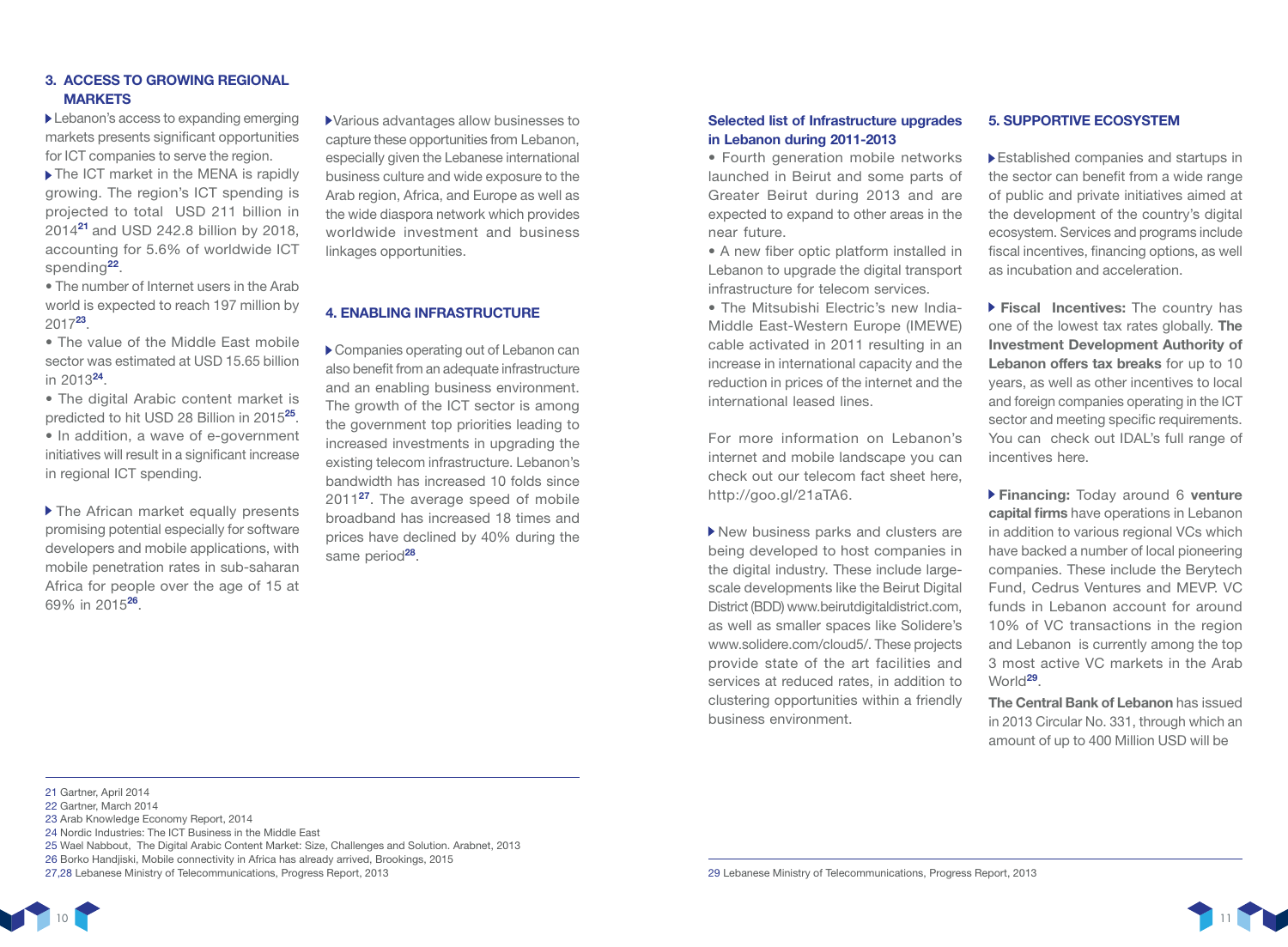### 3. ACCESS TO GROWING REGIONAL MARKETS

▸ Lebanon's access to expanding emerging markets presents significant opportunities for ICT companies to serve the region.

▸ The ICT market in the MENA is rapidly growing. The region's ICT spending is projected to total USD 211 billion in 2014[21] and USD 242.8 billion by 2018, accounting for 5.6% of worldwide ICT spending[22].

- The number of Internet users in the Arab world is expected to reach 197 million by 2017[23].
- The value of the Middle East mobile sector was estimated at USD 15.65 billion in 2013[24].
- The digital Arabic content market is predicted to hit USD 28 Billion in 2015[25].
- In addition, a wave of e-government initiatives will result in a significant increase in regional ICT spending.

▸ The African market equally presents promising potential especially for software developers and mobile applications, with mobile penetration rates in sub-saharan Africa for people over the age of 15 at 69% in 2015[26].

▸ Various advantages allow businesses to capture these opportunities from Lebanon, especially given the Lebanese international business culture and wide exposure to the Arab region, Africa, and Europe as well as the wide diaspora network which provides worldwide investment and business linkages opportunities.

### 4. ENABLING INFRASTRUCTURE

▸ Companies operating out of Lebanon can also benefit from an adequate infrastructure and an enabling business environment. The growth of the ICT sector is among the government top priorities leading to increased investments in upgrading the existing telecom infrastructure. Lebanon's bandwidth has increased 10 folds since 2011[27]. The average speed of mobile broadband has increased 18 times and prices have declined by 40% during the same period[28].

**Selected list of Infrastructure upgrades in Lebanon during 2011-2013**

- Fourth generation mobile networks launched in Beirut and some parts of Greater Beirut during 2013 and are expected to expand to other areas in the near future.
- A new fiber optic platform installed in Lebanon to upgrade the digital transport infrastructure for telecom services.
- The Mitsubishi Electric's new India-Middle East-Western Europe (IMEWE) cable activated in 2011 resulting in an increase in international capacity and the reduction in prices of the internet and the international leased lines.

For more information on Lebanon's internet and mobile landscape you can check out our telecom fact sheet here, http://goo.gl/21aTA6.

▸ New business parks and clusters are being developed to host companies in the digital industry. These include large-scale developments like the Beirut Digital District (BDD) www.beirutdigitaldistrict.com, as well as smaller spaces like Solidere's www.solidere.com/cloud5/. These projects provide state of the art facilities and services at reduced rates, in addition to clustering opportunities within a friendly business environment.

### 5. SUPPORTIVE ECOSYSTEM

▸ Established companies and startups in the sector can benefit from a wide range of public and private initiatives aimed at the development of the country's digital ecosystem. Services and programs include fiscal incentives, financing options, as well as incubation and acceleration.

▸ **Fiscal Incentives:** The country has one of the lowest tax rates globally. **The Investment Development Authority of Lebanon offers tax breaks** for up to 10 years, as well as other incentives to local and foreign companies operating in the ICT sector and meeting specific requirements. You can check out IDAL's full range of incentives here.

▸ **Financing:** Today around 6 **venture capital firms** have operations in Lebanon in addition to various regional VCs which have backed a number of local pioneering companies. These include the Berytech Fund, Cedrus Ventures and MEVP. VC funds in Lebanon account for around 10% of VC transactions in the region and Lebanon is currently among the top 3 most active VC markets in the Arab World[29].

**The Central Bank of Lebanon** has issued in 2013 Circular No. 331, through which an amount of up to 400 Million USD will be

---

21 Gartner, April 2014
22 Gartner, March 2014
23 Arab Knowledge Economy Report, 2014
24 Nordic Industries: The ICT Business in the Middle East
25 Wael Nabbout, The Digital Arabic Content Market: Size, Challenges and Solution. Arabnet, 2013
26 Borko Handjiski, Mobile connectivity in Africa has already arrived, Brookings, 2015
27,28 Lebanese Ministry of Telecommunications, Progress Report, 2013

29 Lebanese Ministry of Telecommunications, Progress Report, 2013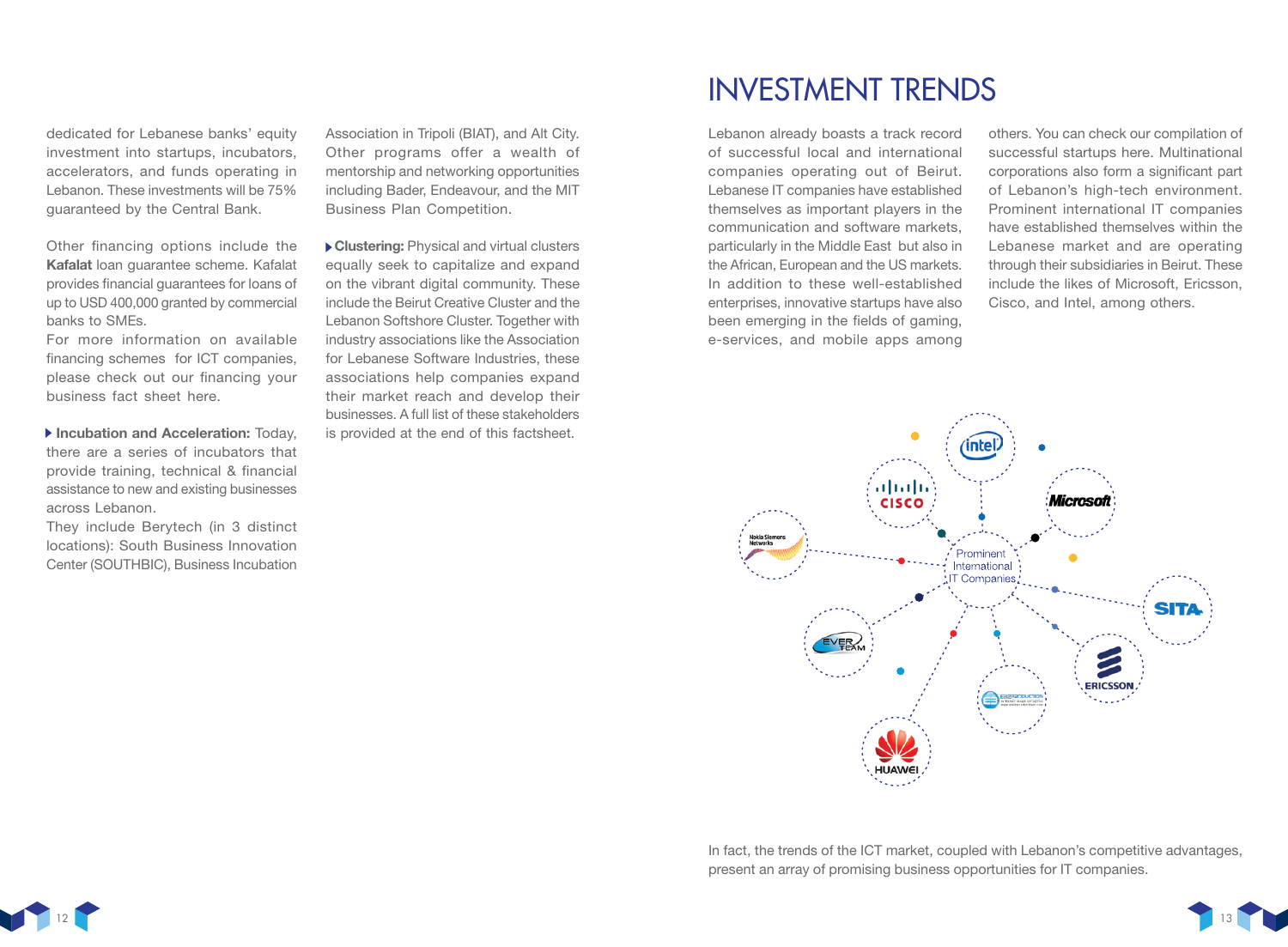dedicated for Lebanese banks' equity investment into startups, incubators, accelerators, and funds operating in Lebanon. These investments will be 75% guaranteed by the Central Bank.

Other financing options include the **Kafalat** loan guarantee scheme. Kafalat provides financial guarantees for loans of up to USD 400,000 granted by commercial banks to SMEs.
For more information on available financing schemes for ICT companies, please check out our financing your business fact sheet here.

- **Incubation and Acceleration:** Today, there are a series of incubators that provide training, technical & financial assistance to new and existing businesses across Lebanon.
They include Berytech (in 3 distinct locations): South Business Innovation Center (SOUTHBIC), Business Incubation Association in Tripoli (BIAT), and Alt City. Other programs offer a wealth of mentorship and networking opportunities including Bader, Endeavour, and the MIT Business Plan Competition.

- **Clustering:** Physical and virtual clusters equally seek to capitalize and expand on the vibrant digital community. These include the Beirut Creative Cluster and the Lebanon Softshore Cluster. Together with industry associations like the Association for Lebanese Software Industries, these associations help companies expand their market reach and develop their businesses. A full list of these stakeholders is provided at the end of this factsheet.

# INVESTMENT TRENDS

Lebanon already boasts a track record of successful local and international companies operating out of Beirut. Lebanese IT companies have established themselves as important players in the communication and software markets, particularly in the Middle East but also in the African, European and the US markets. In addition to these well-established enterprises, innovative startups have also been emerging in the fields of gaming, e-services, and mobile apps among others. You can check our compilation of successful startups here. Multinational corporations also form a significant part of Lebanon's high-tech environment. Prominent international IT companies have established themselves within the Lebanese market and are operating through their subsidiaries in Beirut. These include the likes of Microsoft, Ericsson, Cisco, and Intel, among others.

Prominent International IT Companies: Intel, Microsoft, SITA, Ericsson, Huawei, EverTeam, Nokia Siemens Networks, Cisco

In fact, the trends of the ICT market, coupled with Lebanon's competitive advantages, present an array of promising business opportunities for IT companies.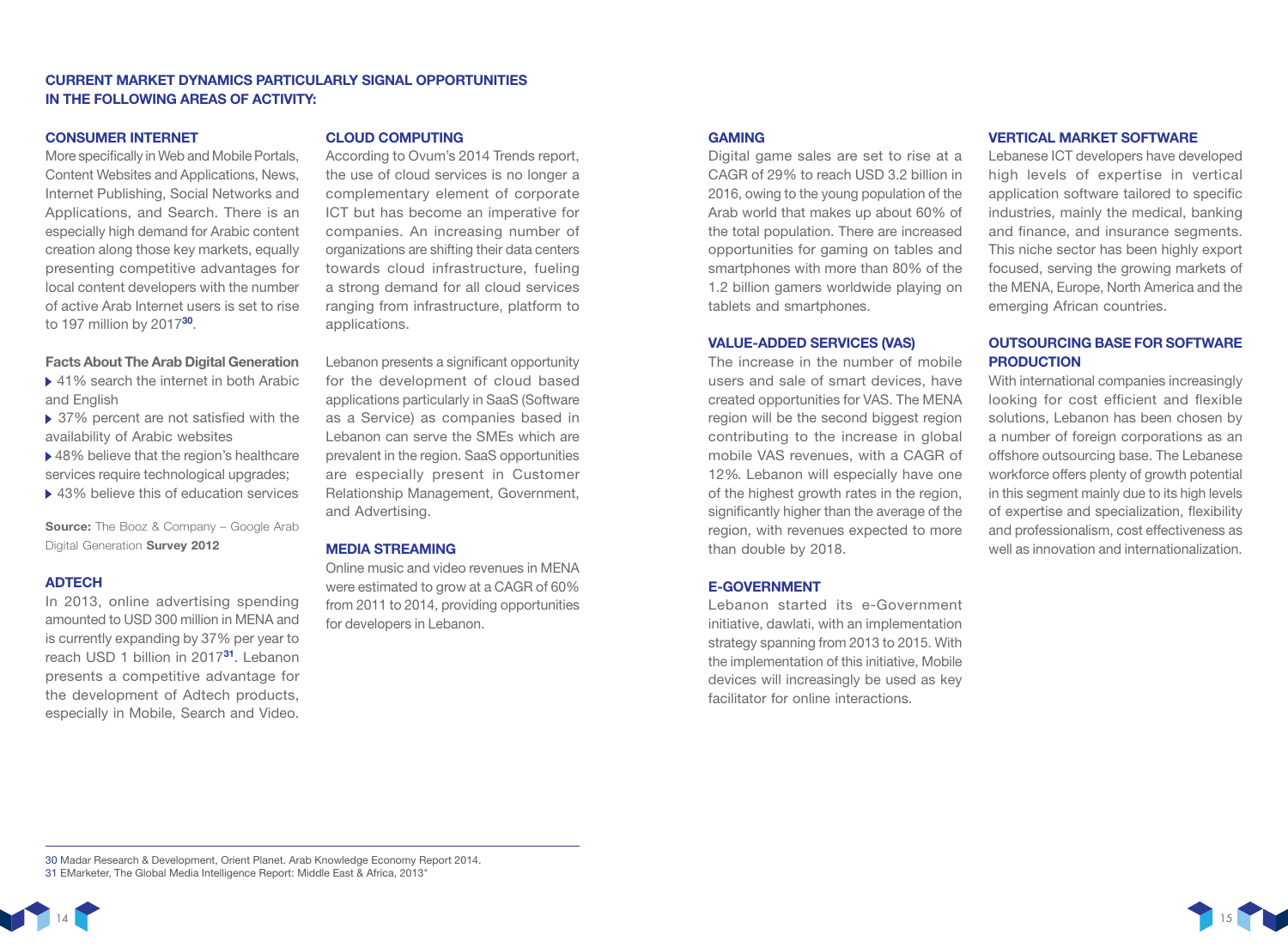## CURRENT MARKET DYNAMICS PARTICULARLY SIGNAL OPPORTUNITIES IN THE FOLLOWING AREAS OF ACTIVITY:

### CONSUMER INTERNET

More specifically in Web and Mobile Portals, Content Websites and Applications, News, Internet Publishing, Social Networks and Applications, and Search. There is an especially high demand for Arabic content creation along those key markets, equally presenting competitive advantages for local content developers with the number of active Arab Internet users is set to rise to 197 million by 2017[30].

**Facts About The Arab Digital Generation**

- 41% search the internet in both Arabic and English
- 37% percent are not satisfied with the availability of Arabic websites
- 48% believe that the region's healthcare services require technological upgrades;
- 43% believe this of education services

**Source:** The Booz & Company – Google Arab Digital Generation **Survey 2012**

### ADTECH

In 2013, online advertising spending amounted to USD 300 million in MENA and is currently expanding by 37% per year to reach USD 1 billion in 2017[31]. Lebanon presents a competitive advantage for the development of Adtech products, especially in Mobile, Search and Video.

### CLOUD COMPUTING

According to Ovum's 2014 Trends report, the use of cloud services is no longer a complementary element of corporate ICT but has become an imperative for companies. An increasing number of organizations are shifting their data centers towards cloud infrastructure, fueling a strong demand for all cloud services ranging from infrastructure, platform to applications.

Lebanon presents a significant opportunity for the development of cloud based applications particularly in SaaS (Software as a Service) as companies based in Lebanon can serve the SMEs which are prevalent in the region. SaaS opportunities are especially present in Customer Relationship Management, Government, and Advertising.

### MEDIA STREAMING

Online music and video revenues in MENA were estimated to grow at a CAGR of 60% from 2011 to 2014, providing opportunities for developers in Lebanon.

### GAMING

Digital game sales are set to rise at a CAGR of 29% to reach USD 3.2 billion in 2016, owing to the young population of the Arab world that makes up about 60% of the total population. There are increased opportunities for gaming on tables and smartphones with more than 80% of the 1.2 billion gamers worldwide playing on tablets and smartphones.

### VALUE-ADDED SERVICES (VAS)

The increase in the number of mobile users and sale of smart devices, have created opportunities for VAS. The MENA region will be the second biggest region contributing to the increase in global mobile VAS revenues, with a CAGR of 12%. Lebanon will especially have one of the highest growth rates in the region, significantly higher than the average of the region, with revenues expected to more than double by 2018.

### E-GOVERNMENT

Lebanon started its e-Government initiative, dawlati, with an implementation strategy spanning from 2013 to 2015. With the implementation of this initiative, Mobile devices will increasingly be used as key facilitator for online interactions.

### VERTICAL MARKET SOFTWARE

Lebanese ICT developers have developed high levels of expertise in vertical application software tailored to specific industries, mainly the medical, banking and finance, and insurance segments. This niche sector has been highly export focused, serving the growing markets of the MENA, Europe, North America and the emerging African countries.

### OUTSOURCING BASE FOR SOFTWARE PRODUCTION

With international companies increasingly looking for cost efficient and flexible solutions, Lebanon has been chosen by a number of foreign corporations as an offshore outsourcing base. The Lebanese workforce offers plenty of growth potential in this segment mainly due to its high levels of expertise and specialization, flexibility and professionalism, cost effectiveness as well as innovation and internationalization.

---

30 Madar Research & Development, Orient Planet. Arab Knowledge Economy Report 2014.
31 EMarketer, The Global Media Intelligence Report: Middle East & Africa, 2013"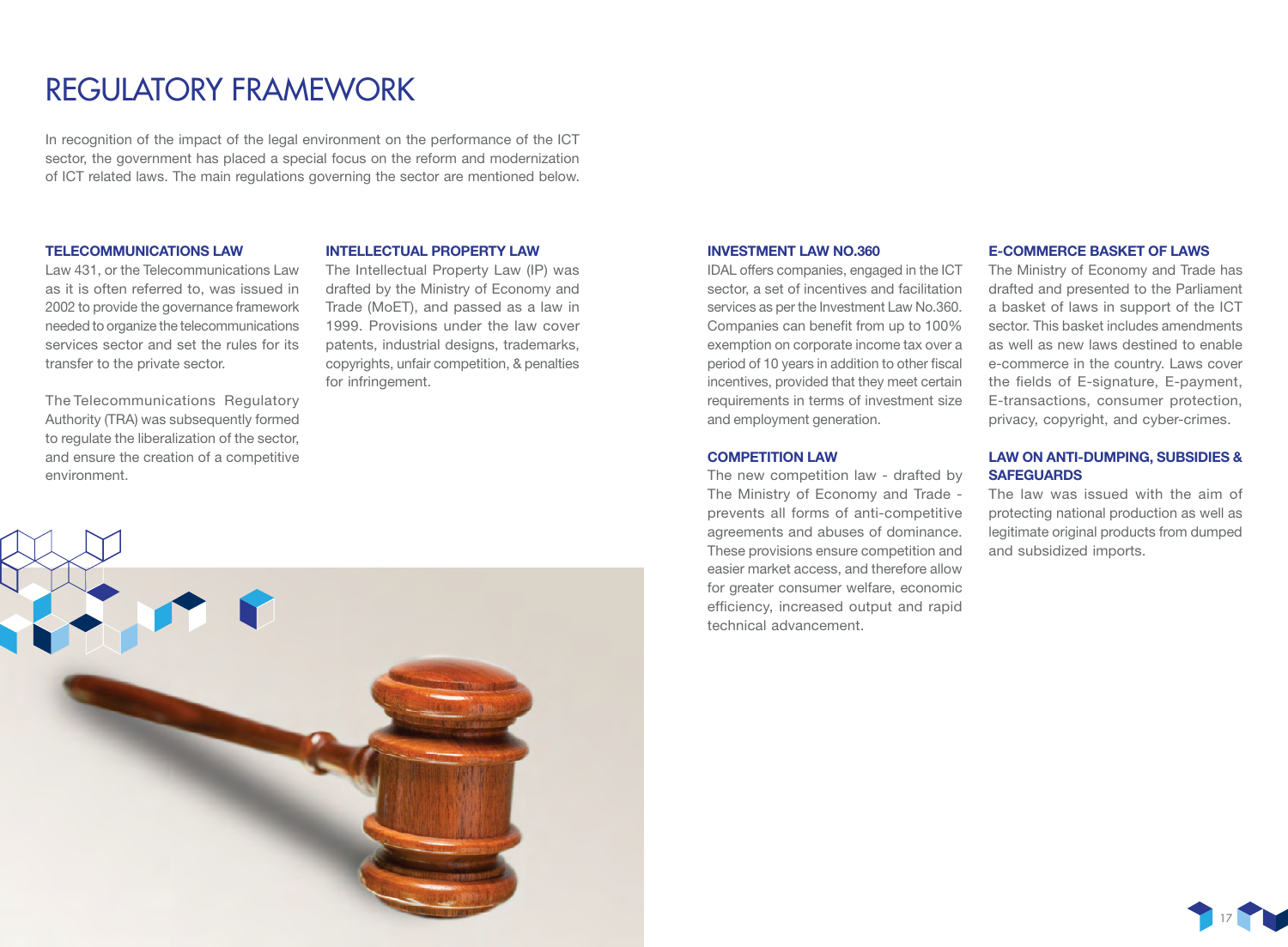# REGULATORY FRAMEWORK

In recognition of the impact of the legal environment on the performance of the ICT sector, the government has placed a special focus on the reform and modernization of ICT related laws. The main regulations governing the sector are mentioned below.

### TELECOMMUNICATIONS LAW

Law 431, or the Telecommunications Law as it is often referred to, was issued in 2002 to provide the governance framework needed to organize the telecommunications services sector and set the rules for its transfer to the private sector.

The Telecommunications Regulatory Authority (TRA) was subsequently formed to regulate the liberalization of the sector, and ensure the creation of a competitive environment.

### INTELLECTUAL PROPERTY LAW

The Intellectual Property Law (IP) was drafted by the Ministry of Economy and Trade (MoET), and passed as a law in 1999. Provisions under the law cover patents, industrial designs, trademarks, copyrights, unfair competition, & penalties for infringement.

### INVESTMENT LAW NO.360

IDAL offers companies, engaged in the ICT sector, a set of incentives and facilitation services as per the Investment Law No.360. Companies can benefit from up to 100% exemption on corporate income tax over a period of 10 years in addition to other fiscal incentives, provided that they meet certain requirements in terms of investment size and employment generation.

### COMPETITION LAW

The new competition law - drafted by The Ministry of Economy and Trade - prevents all forms of anti-competitive agreements and abuses of dominance. These provisions ensure competition and easier market access, and therefore allow for greater consumer welfare, economic efficiency, increased output and rapid technical advancement.

### E-COMMERCE BASKET OF LAWS

The Ministry of Economy and Trade has drafted and presented to the Parliament a basket of laws in support of the ICT sector. This basket includes amendments as well as new laws destined to enable e-commerce in the country. Laws cover the fields of E-signature, E-payment, E-transactions, consumer protection, privacy, copyright, and cyber-crimes.

### LAW ON ANTI-DUMPING, SUBSIDIES & SAFEGUARDS

The law was issued with the aim of protecting national production as well as legitimate original products from dumped and subsidized imports.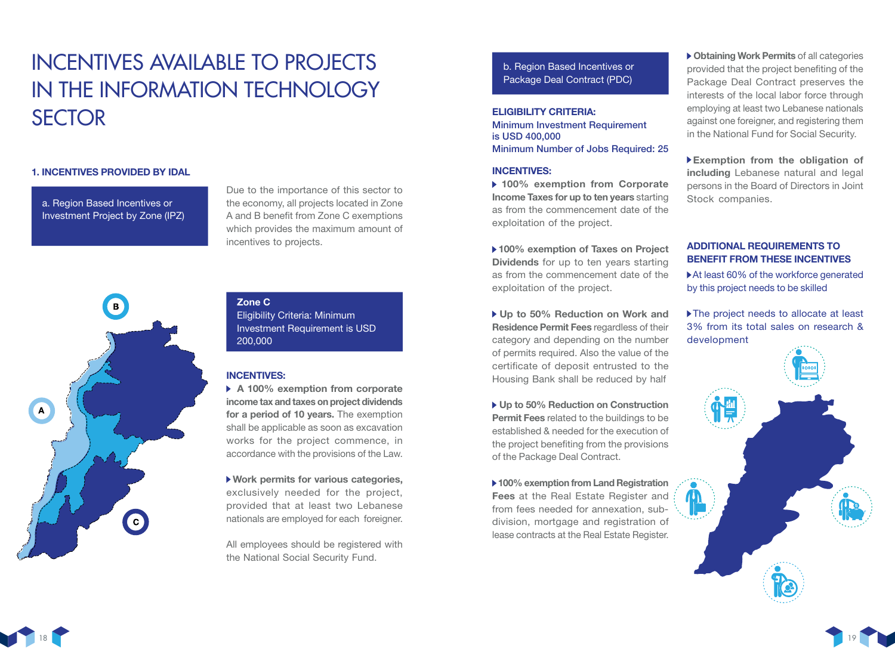# INCENTIVES AVAILABLE TO PROJECTS IN THE INFORMATION TECHNOLOGY SECTOR

## 1. INCENTIVES PROVIDED BY IDAL

### a. Region Based Incentives or Investment Project by Zone (IPZ)

Due to the importance of this sector to the economy, all projects located in Zone A and B benefit from Zone C exemptions which provides the maximum amount of incentives to projects.

**Zone C**
Eligibility Criteria: Minimum Investment Requirement is USD 200,000

**INCENTIVES:**

- **A 100% exemption from corporate income tax and taxes on project dividends for a period of 10 years.** The exemption shall be applicable as soon as excavation works for the project commence, in accordance with the provisions of the Law.
- **Work permits for various categories,** exclusively needed for the project, provided that at least two Lebanese nationals are employed for each foreigner.

All employees should be registered with the National Social Security Fund.

### b. Region Based Incentives or Package Deal Contract (PDC)

**ELIGIBILITY CRITERIA:**
Minimum Investment Requirement is USD 400,000
Minimum Number of Jobs Required: 25

**INCENTIVES:**

- **100% exemption from Corporate Income Taxes for up to ten years** starting as from the commencement date of the exploitation of the project.
- **100% exemption of Taxes on Project Dividends** for up to ten years starting as from the commencement date of the exploitation of the project.
- **Up to 50% Reduction on Work and Residence Permit Fees** regardless of their category and depending on the number of permits required. Also the value of the certificate of deposit entrusted to the Housing Bank shall be reduced by half
- **Up to 50% Reduction on Construction Permit Fees** related to the buildings to be established & needed for the execution of the project benefiting from the provisions of the Package Deal Contract.
- **100% exemption from Land Registration Fees** at the Real Estate Register and from fees needed for annexation, sub-division, mortgage and registration of lease contracts at the Real Estate Register.
- **Obtaining Work Permits** of all categories provided that the project benefiting of the Package Deal Contract preserves the interests of the local labor force through employing at least two Lebanese nationals against one foreigner, and registering them in the National Fund for Social Security.
- **Exemption from the obligation of including** Lebanese natural and legal persons in the Board of Directors in Joint Stock companies.

**ADDITIONAL REQUIREMENTS TO BENEFIT FROM THESE INCENTIVES**

- At least 60% of the workforce generated by this project needs to be skilled
- The project needs to allocate at least 3% from its total sales on research & development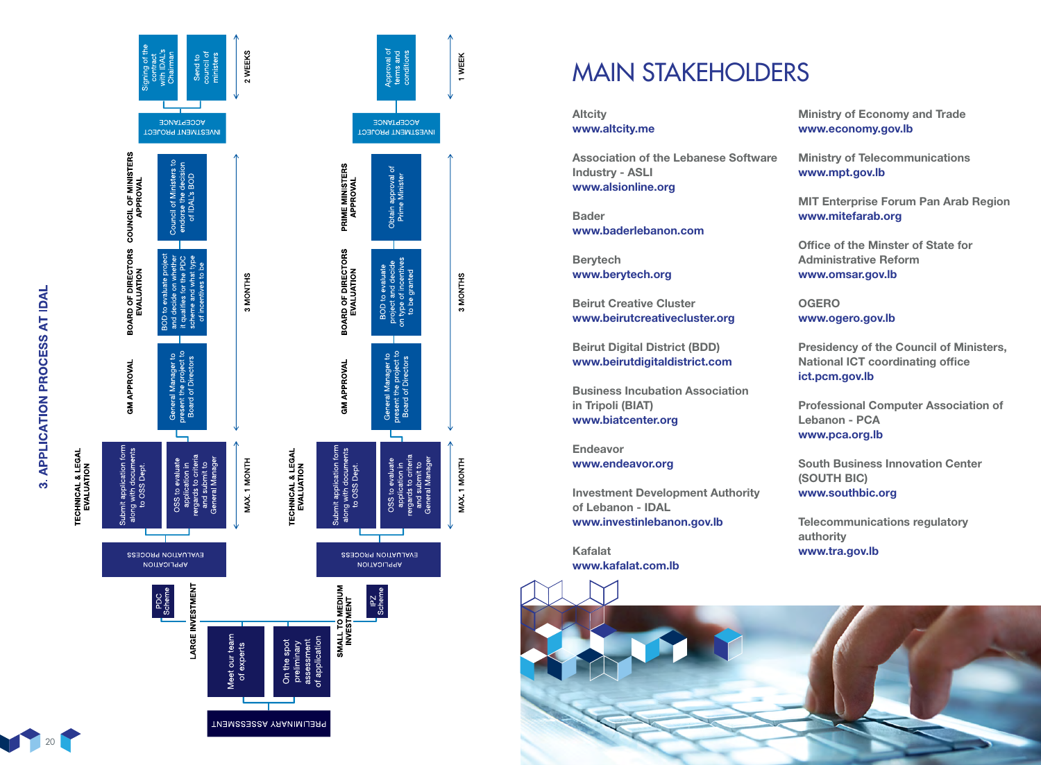## 3. APPLICATION PROCESS AT IDAL

**PRELIMINARY ASSESSMENT**

- Meet our team of experts
- On the spot preliminary assessment of application

### LARGE INVESTMENT — PDC Scheme

**APPLICATION EVALUATION PROCESS**

**TECHNICAL & LEGAL EVALUATION** (MAX. 1 MONTH)
- Submit application form along with documents to OSS Dept.
- OSS to evaluate application in regards to criteria and submit to General Manager

**GM APPROVAL**
- General Manager to present the project to Board of Directors

**BOARD OF DIRECTORS EVALUATION**
- BOD to evaluate project and decide on whether it qualifies for the PDC scheme and what type of incentives to be

**COUNCIL OF MINISTERS APPROVAL**
- Council of Ministers to endorse the decision of IDAL's BOD

(3 MONTHS)

**INVESTMENT PROJECT ACCEPTANCE** (2 WEEKS)
- Signing of the contract with IDAL's Chairman
- Send to council of ministers

### SMALL TO MEDIUM INVESTMENT — IPZ Scheme

**APPLICATION EVALUATION PROCESS**

**TECHNICAL & LEGAL EVALUATION** (MAX. 1 MONTH)
- Submit application form along with documents to OSS Dept.
- OSS to evaluate application in regards to criteria and submit to General Manager

**GM APPROVAL**
- General Manager to present the project to Board of Directors

**BOARD OF DIRECTORS EVALUATION**
- BOD to evaluate project and decide on type of incentives to be granted

**PRIME MINISTERS APPROVAL**
- Obtain approval of Prime Minister

(3 MONTHS)

**INVESTMENT PROJECT ACCEPTANCE** (1 WEEK)
- Approval of terms and conditions

# MAIN STAKEHOLDERS

**Altcity**
www.altcity.me

**Association of the Lebanese Software Industry - ASLI**
www.alsionline.org

**Bader**
www.baderlebanon.com

**Berytech**
www.berytech.org

**Beirut Creative Cluster**
www.beirutcreativecluster.org

**Beirut Digital District (BDD)**
www.beirutdigitaldistrict.com

**Business Incubation Association in Tripoli (BIAT)**
www.biatcenter.org

**Endeavor**
www.endeavor.org

**Investment Development Authority of Lebanon - IDAL**
www.investinlebanon.gov.lb

**Kafalat**
www.kafalat.com.lb

**Ministry of Economy and Trade**
www.economy.gov.lb

**Ministry of Telecommunications**
www.mpt.gov.lb

**MIT Enterprise Forum Pan Arab Region**
www.mitefarab.org

**Office of the Minster of State for Administrative Reform**
www.omsar.gov.lb

**OGERO**
www.ogero.gov.lb

**Presidency of the Council of Ministers, National ICT coordinating office**
ict.pcm.gov.lb

**Professional Computer Association of Lebanon - PCA**
www.pca.org.lb

**South Business Innovation Center (SOUTH BIC)**
www.southbic.org

**Telecommunications regulatory authority**
www.tra.gov.lb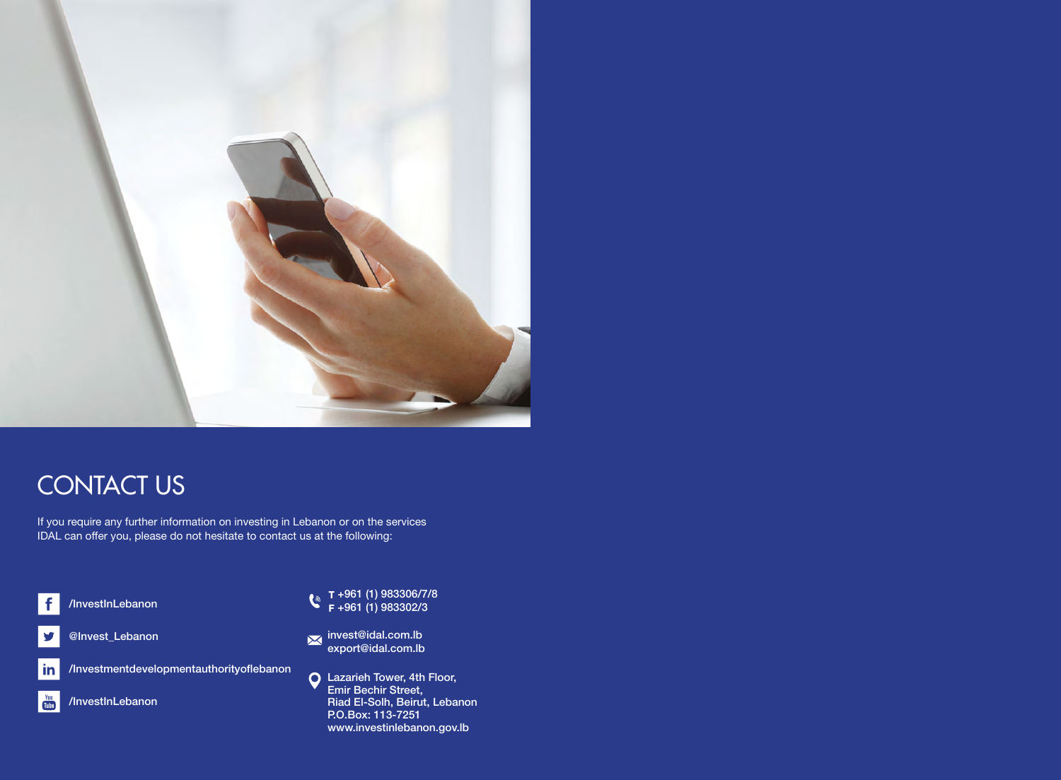# CONTACT US

If you require any further information on investing in Lebanon or on the services IDAL can offer you, please do not hesitate to contact us at the following:

- /InvestInLebanon
- @Invest_Lebanon
- /Investmentdevelopmentauthorityoflebanon
- /InvestInLebanon

**T** +961 (1) 983306/7/8
**F** +961 (1) 983302/3

invest@idal.com.lb
export@idal.com.lb

Lazarieh Tower, 4th Floor,
Emir Bechir Street,
Riad El-Solh, Beirut, Lebanon
P.O.Box: 113-7251
www.investinlebanon.gov.lb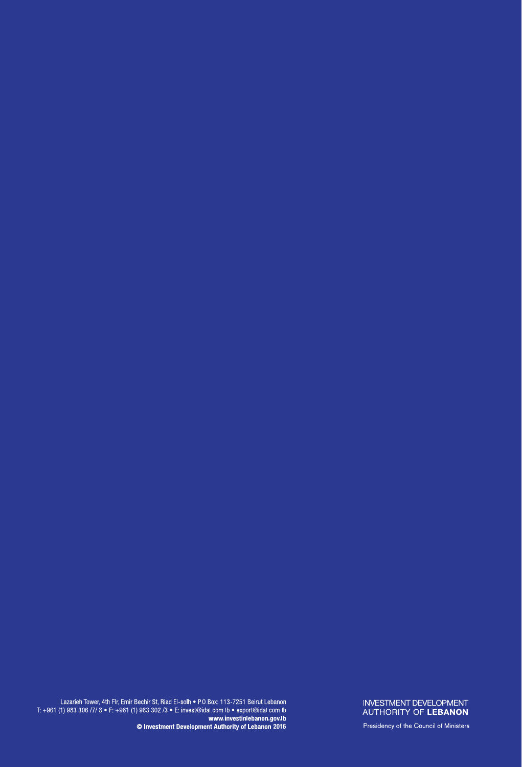Lazarieh Tower, 4th Flr, Emir Bechir St, Riad El-solh • P.O.Box: 113-7251 Beirut Lebanon
T: +961 (1) 983 306 /7/ 8 • F: +961 (1) 983 302 /3 • E: invest@idal.com.lb • export@idal.com.lb
**www.investinlebanon.gov.lb**
**© Investment Development Authority of Lebanon 2016**

INVESTMENT DEVELOPMENT
AUTHORITY OF **LEBANON**

Presidency of the Council of Ministers